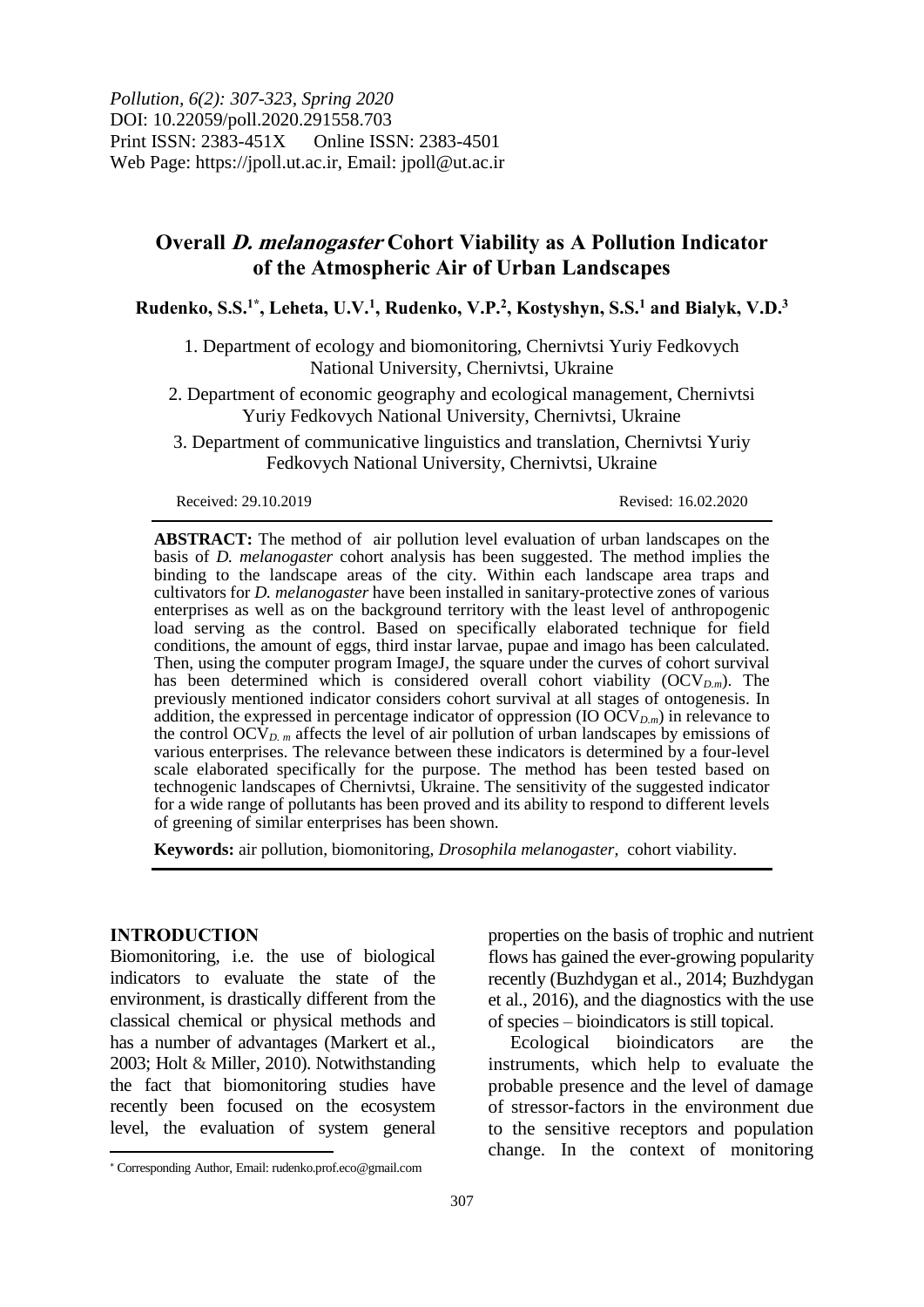*Pollution, 6(2): 307-323, Spring 2020*
DOI: 10.22059/poll.2020.291558.703
Print ISSN: 2383-451X Online ISSN: 2383-4501
Web Page: https://jpoll.ut.ac.ir, Email: jpoll@ut.ac.ir

# Overall *D. melanogaster* Cohort Viability as A Pollution Indicator of the Atmospheric Air of Urban Landscapes

**Rudenko, S.S.[1*], Leheta, U.V.[1], Rudenko, V.P.[2], Kostyshyn, S.S.[1] and Bialyk, V.D.[3]**

1. Department of ecology and biomonitoring, Chernivtsi Yuriy Fedkovych National University, Chernivtsi, Ukraine

2. Department of economic geography and ecological management, Chernivtsi Yuriy Fedkovych National University, Chernivtsi, Ukraine

3. Department of communicative linguistics and translation, Chernivtsi Yuriy Fedkovych National University, Chernivtsi, Ukraine

Received: 29.10.2019 Revised: 16.02.2020

**ABSTRACT:** The method of air pollution level evaluation of urban landscapes on the basis of *D. melanogaster* cohort analysis has been suggested. The method implies the binding to the landscape areas of the city. Within each landscape area traps and cultivators for *D. melanogaster* have been installed in sanitary-protective zones of various enterprises as well as on the background territory with the least level of anthropogenic load serving as the control. Based on specifically elaborated technique for field conditions, the amount of eggs, third instar larvae, pupae and imago has been calculated. Then, using the computer program ImageJ, the square under the curves of cohort survival has been determined which is considered overall cohort viability ($OCV_{D.m}$). The previously mentioned indicator considers cohort survival at all stages of ontogenesis. In addition, the expressed in percentage indicator of oppression (IO $OCV_{D.m}$) in relevance to the control $OCV_{D.\ m}$ affects the level of air pollution of urban landscapes by emissions of various enterprises. The relevance between these indicators is determined by a four-level scale elaborated specifically for the purpose. The method has been tested based on technogenic landscapes of Chernivtsi, Ukraine. The sensitivity of the suggested indicator for a wide range of pollutants has been proved and its ability to respond to different levels of greening of similar enterprises has been shown.

**Keywords:** air pollution, biomonitoring, *Drosophila melanogaster,* cohort viability.

## INTRODUCTION

Biomonitoring, i.e. the use of biological indicators to evaluate the state of the environment, is drastically different from the classical chemical or physical methods and has a number of advantages (Markert et al., 2003; Holt & Miller, 2010). Notwithstanding the fact that biomonitoring studies have recently been focused on the ecosystem level, the evaluation of system general properties on the basis of trophic and nutrient flows has gained the ever-growing popularity recently (Buzhdygan et al., 2014; Buzhdygan et al., 2016), and the diagnostics with the use of species – bioindicators is still topical.

Ecological bioindicators are the instruments, which help to evaluate the probable presence and the level of damage of stressor-factors in the environment due to the sensitive receptors and population change. In the context of monitoring

* Corresponding Author, Email: rudenko.prof.eco@gmail.com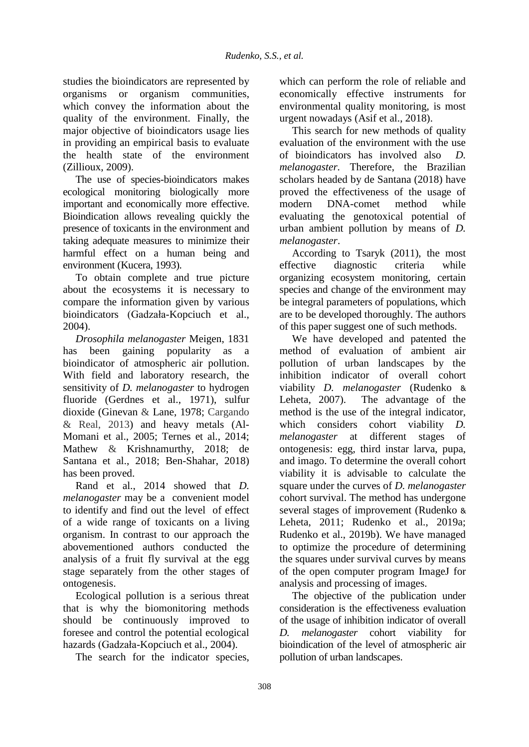studies the bioindicators are represented by organisms or organism communities, which convey the information about the quality of the environment. Finally, the major objective of bioindicators usage lies in providing an empirical basis to evaluate the health state of the environment (Zillioux, 2009).

The use of species-bioindicators makes ecological monitoring biologically more important and economically more effective. Bioindication allows revealing quickly the presence of toxicants in the environment and taking adequate measures to minimize their harmful effect on a human being and environment (Kucera, 1993).

To obtain complete and true picture about the ecosystems it is necessary to compare the information given by various bioindicators (Gadzała-Kopciuch et al., 2004).

*Drosophila melanogaster* Meigen, 1831 has been gaining popularity as a bioindicator of atmospheric air pollution. With field and laboratory research, the sensitivity of *D. melanogaster* to hydrogen fluoride (Gerdnes et al., 1971), sulfur dioxide (Ginevan & Lane, 1978; Cargando & Real, 2013) and heavy metals (Al-Momani et al., 2005; Ternes et al., 2014; Mathew & Krishnamurthy, 2018; de Santana et al., 2018; Ben-Shahar, 2018) has been proved.

Rand et al., 2014 showed that *D. melanogaster* may be a convenient model to identify and find out the level of effect of a wide range of toxicants on a living organism. In contrast to our approach the abovementioned authors conducted the analysis of a fruit fly survival at the egg stage separately from the other stages of ontogenesis.

Ecological pollution is a serious threat that is why the biomonitoring methods should be continuously improved to foresee and control the potential ecological hazards (Gadzała-Kopciuch et al., 2004).

The search for the indicator species, which can perform the role of reliable and economically effective instruments for environmental quality monitoring, is most urgent nowadays (Asif et al., 2018).

This search for new methods of quality evaluation of the environment with the use of bioindicators has involved also *D. melanogaster*. Therefore, the Brazilian scholars headed by de Santana (2018) have proved the effectiveness of the usage of modern DNA-comet method while evaluating the genotoxical potential of urban ambient pollution by means of *D. melanogaster*.

According to Tsaryk (2011), the most effective diagnostic criteria while organizing ecosystem monitoring, certain species and change of the environment may be integral parameters of populations, which are to be developed thoroughly. The authors of this paper suggest one of such methods.

We have developed and patented the method of evaluation of ambient air pollution of urban landscapes by the inhibition indicator of overall cohort viability *D. melanogaster* (Rudenko & Leheta, 2007). The advantage of the method is the use of the integral indicator, which considers cohort viability *D. melanogaster* at different stages of ontogenesis: egg, third instar larva, pupa, and imago. To determine the overall cohort viability it is advisable to calculate the square under the curves of *D. melanogaster* cohort survival. The method has undergone several stages of improvement (Rudenko & Leheta, 2011; Rudenko et al., 2019a; Rudenko et al., 2019b). We have managed to optimize the procedure of determining the squares under survival curves by means of the open computer program ImageJ for analysis and processing of images.

The objective of the publication under consideration is the effectiveness evaluation of the usage of inhibition indicator of overall *D. melanogaster* cohort viability for bioindication of the level of atmospheric air pollution of urban landscapes.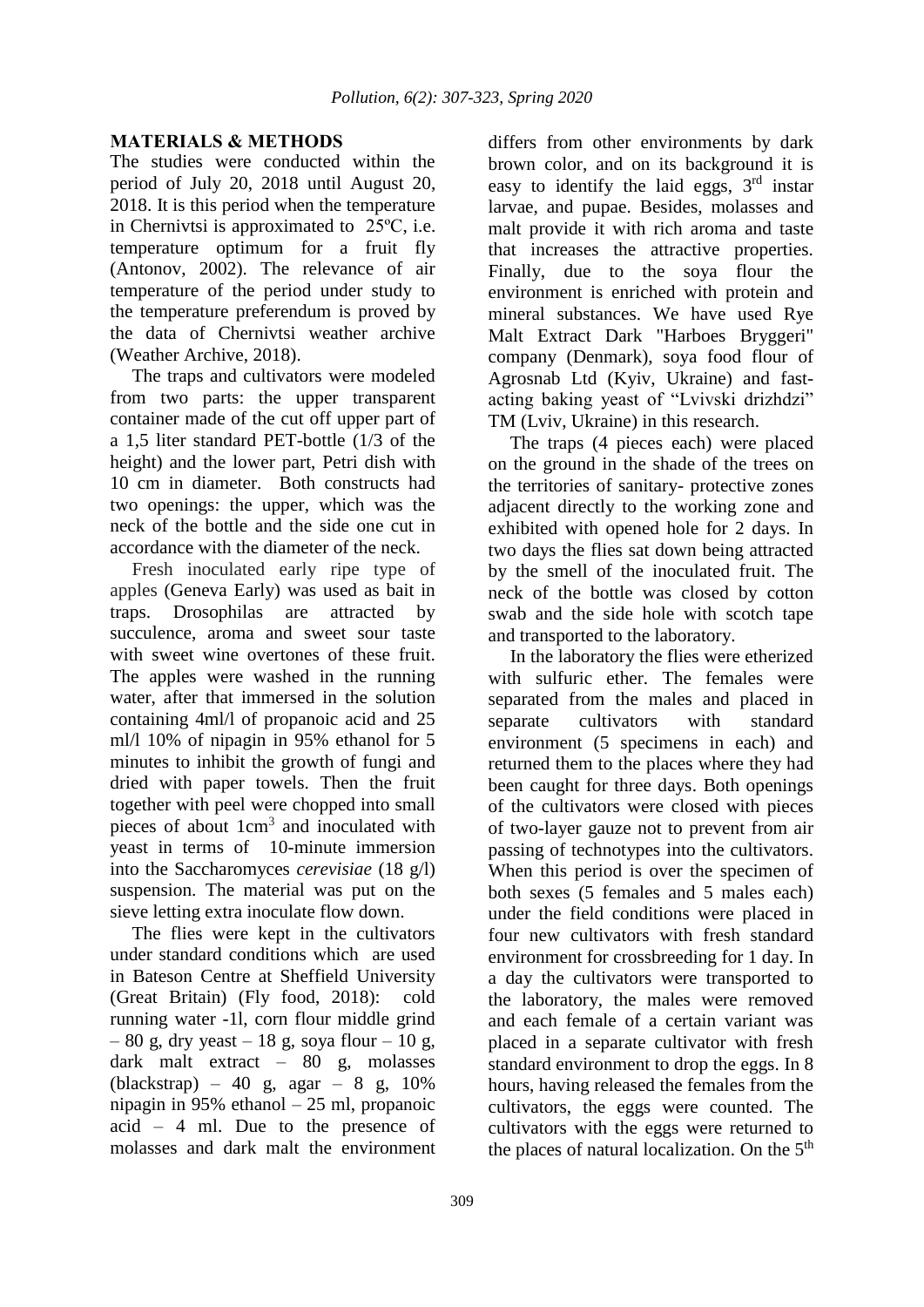## MATERIALS & METHODS

The studies were conducted within the period of July 20, 2018 until August 20, 2018. It is this period when the temperature in Chernivtsi is approximated to 25ºC, i.e. temperature optimum for a fruit fly (Antonov, 2002). The relevance of air temperature of the period under study to the temperature preferendum is proved by the data of Chernivtsi weather archive (Weather Archive, 2018).

The traps and cultivators were modeled from two parts: the upper transparent container made of the cut off upper part of a 1,5 liter standard PET-bottle (1/3 of the height) and the lower part, Petri dish with 10 cm in diameter. Both constructs had two openings: the upper, which was the neck of the bottle and the side one cut in accordance with the diameter of the neck.

Fresh inoculated early ripe type of apples (Geneva Early) was used as bait in traps. Drosophilas are attracted by succulence, aroma and sweet sour taste with sweet wine overtones of these fruit. The apples were washed in the running water, after that immersed in the solution containing 4ml/l of propanoic acid and 25 ml/l 10% of nipagin in 95% ethanol for 5 minutes to inhibit the growth of fungi and dried with paper towels. Then the fruit together with peel were chopped into small pieces of about 1cm$^3$ and inoculated with yeast in terms of 10-minute immersion into the Saccharomyces *cerevisiae* (18 g/l) suspension. The material was put on the sieve letting extra inoculate flow down.

The flies were kept in the cultivators under standard conditions which are used in Bateson Centre at Sheffield University (Great Britain) (Fly food, 2018): cold running water -1l, corn flour middle grind – 80 g, dry yeast – 18 g, soya flour – 10 g, dark malt extract – 80 g, molasses (blackstrap) – 40 g, agar – 8 g, 10% nipagin in 95% ethanol – 25 ml, propanoic acid – 4 ml. Due to the presence of molasses and dark malt the environment differs from other environments by dark brown color, and on its background it is easy to identify the laid eggs, 3$^{rd}$ instar larvae, and pupae. Besides, molasses and malt provide it with rich aroma and taste that increases the attractive properties. Finally, due to the soya flour the environment is enriched with protein and mineral substances. We have used Rye Malt Extract Dark "Harboes Bryggeri" company (Denmark), soya food flour of Agrosnab Ltd (Kyiv, Ukraine) and fast-acting baking yeast of "Lvivski drizhdzi" TM (Lviv, Ukraine) in this research.

The traps (4 pieces each) were placed on the ground in the shade of the trees on the territories of sanitary- protective zones adjacent directly to the working zone and exhibited with opened hole for 2 days. In two days the flies sat down being attracted by the smell of the inoculated fruit. The neck of the bottle was closed by cotton swab and the side hole with scotch tape and transported to the laboratory.

In the laboratory the flies were etherized with sulfuric ether. The females were separated from the males and placed in separate cultivators with standard environment (5 specimens in each) and returned them to the places where they had been caught for three days. Both openings of the cultivators were closed with pieces of two-layer gauze not to prevent from air passing of technotypes into the cultivators. When this period is over the specimen of both sexes (5 females and 5 males each) under the field conditions were placed in four new cultivators with fresh standard environment for crossbreeding for 1 day. In a day the cultivators were transported to the laboratory, the males were removed and each female of a certain variant was placed in a separate cultivator with fresh standard environment to drop the eggs. In 8 hours, having released the females from the cultivators, the eggs were counted. The cultivators with the eggs were returned to the places of natural localization. On the 5$^{th}$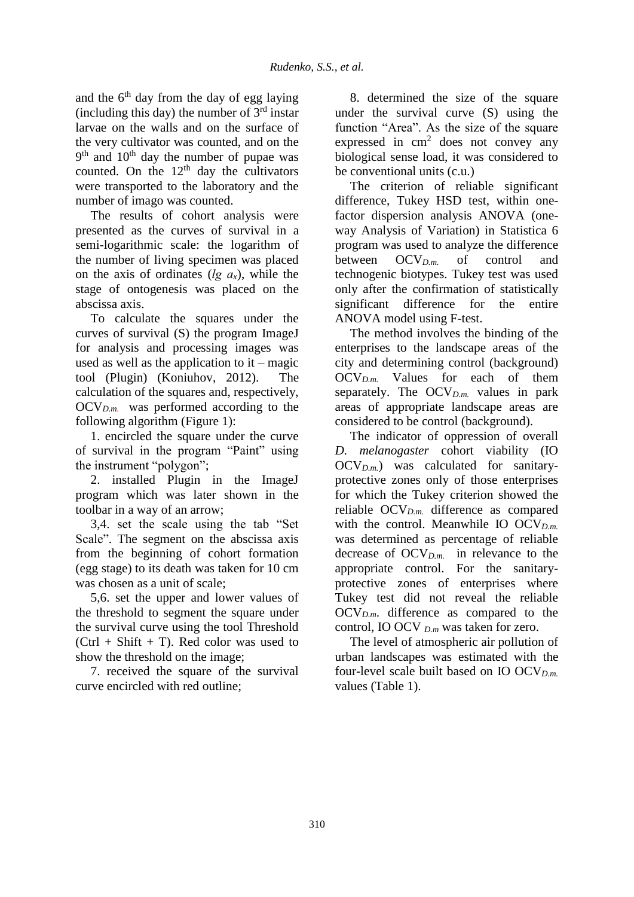and the 6th day from the day of egg laying (including this day) the number of 3rd instar larvae on the walls and on the surface of the very cultivator was counted, and on the 9th and 10th day the number of pupae was counted. On the 12th day the cultivators were transported to the laboratory and the number of imago was counted.

The results of cohort analysis were presented as the curves of survival in a semi-logarithmic scale: the logarithm of the number of living specimen was placed on the axis of ordinates ($lg\ a_x$), while the stage of ontogenesis was placed on the abscissa axis.

To calculate the squares under the curves of survival (S) the program ImageJ for analysis and processing images was used as well as the application to it – magic tool (Plugin) (Koniuhov, 2012). The calculation of the squares and, respectively, $OCV_{D.m.}$ was performed according to the following algorithm (Figure 1):

1. encircled the square under the curve of survival in the program "Paint" using the instrument "polygon";
2. installed Plugin in the ImageJ program which was later shown in the toolbar in a way of an arrow;

3,4. set the scale using the tab "Set Scale". The segment on the abscissa axis from the beginning of cohort formation (egg stage) to its death was taken for 10 cm was chosen as a unit of scale;

5,6. set the upper and lower values of the threshold to segment the square under the survival curve using the tool Threshold (Ctrl + Shift + T). Red color was used to show the threshold on the image;

7. received the square of the survival curve encircled with red outline;

8. determined the size of the square under the survival curve (S) using the function "Area". As the size of the square expressed in $cm^2$ does not convey any biological sense load, it was considered to be conventional units (c.u.)

The criterion of reliable significant difference, Tukey HSD test, within one-factor dispersion analysis ANOVA (one-way Analysis of Variation) in Statistica 6 program was used to analyze the difference between $OCV_{D.m.}$ of control and technogenic biotypes. Tukey test was used only after the confirmation of statistically significant difference for the entire ANOVA model using F-test.

The method involves the binding of the enterprises to the landscape areas of the city and determining control (background) $OCV_{D.m.}$ Values for each of them separately. The $OCV_{D.m.}$ values in park areas of appropriate landscape areas are considered to be control (background).

The indicator of oppression of overall *D. melanogaster* cohort viability (IO $OCV_{D.m.}$) was calculated for sanitary-protective zones only of those enterprises for which the Tukey criterion showed the reliable $OCV_{D.m.}$ difference as compared with the control. Meanwhile IO $OCV_{D.m.}$ was determined as percentage of reliable decrease of $OCV_{D.m.}$ in relevance to the appropriate control. For the sanitary-protective zones of enterprises where Tukey test did not reveal the reliable $OCV_{D.m}$. difference as compared to the control, IO $OCV_{D.m}$ was taken for zero.

The level of atmospheric air pollution of urban landscapes was estimated with the four-level scale built based on IO $OCV_{D.m.}$ values (Table 1).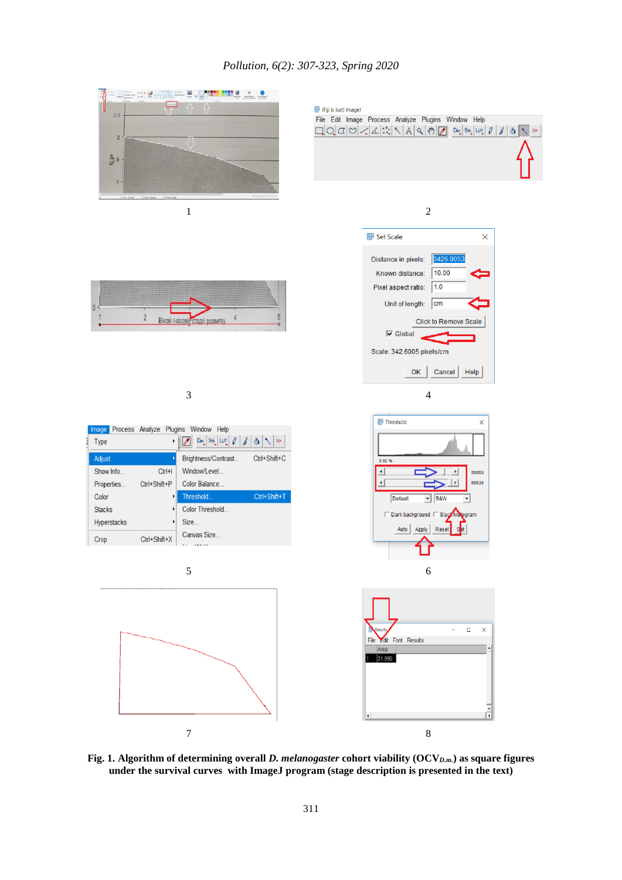Fig. 1. **Algorithm of determining overall *D. melanogaster* cohort viability ($OCV_{D.m.}$) as square figures under the survival curves with ImageJ program (stage description is presented in the text)**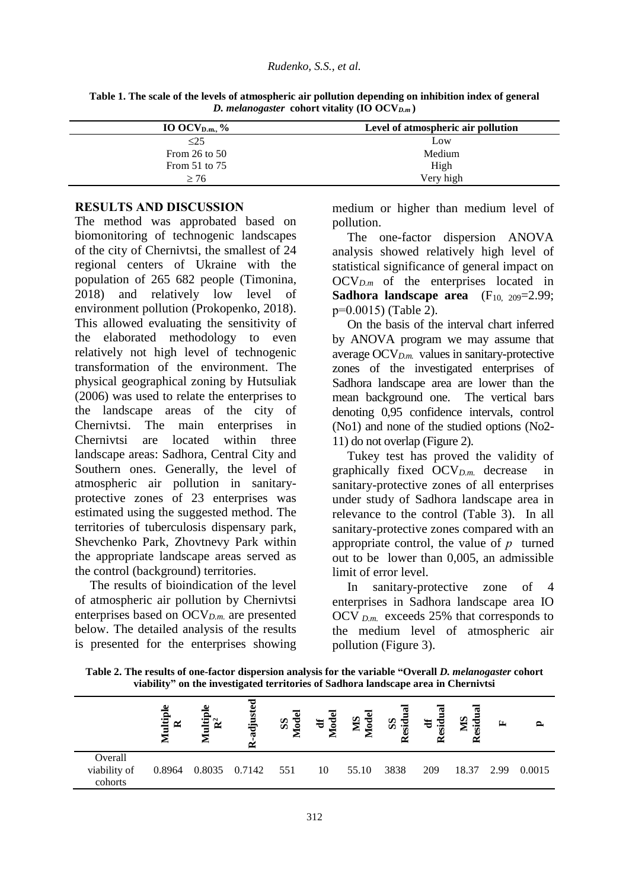**Table 1. The scale of the levels of atmospheric air pollution depending on inhibition index of general *D. melanogaster* cohort vitality (IO $OCV_{D.m}$)**

| IO $OCV_{D.m.}$, % | Level of atmospheric air pollution |
|---|---|
| ≤25 | Low |
| From 26 to 50 | Medium |
| From 51 to 75 | High |
| ≥ 76 | Very high |

## RESULTS AND DISCUSSION

The method was approbated based on biomonitoring of technogenic landscapes of the city of Chernivtsi, the smallest of 24 regional centers of Ukraine with the population of 265 682 people (Timonina, 2018) and relatively low level of environment pollution (Prokopenko, 2018). This allowed evaluating the sensitivity of the elaborated methodology to even relatively not high level of technogenic transformation of the environment. The physical geographical zoning by Hutsuliak (2006) was used to relate the enterprises to the landscape areas of the city of Chernivtsi. The main enterprises in Chernivtsi are located within three landscape areas: Sadhora, Central City and Southern ones. Generally, the level of atmospheric air pollution in sanitary-protective zones of 23 enterprises was estimated using the suggested method. The territories of tuberculosis dispensary park, Shevchenko Park, Zhovtnevy Park within the appropriate landscape areas served as the control (background) territories.

The results of bioindication of the level of atmospheric air pollution by Chernivtsi enterprises based on $OCV_{D.m.}$ are presented below. The detailed analysis of the results is presented for the enterprises showing medium or higher than medium level of pollution.

The one-factor dispersion ANOVA analysis showed relatively high level of statistical significance of general impact on $OCV_{D.m}$ of the enterprises located in **Sadhora landscape area** ($F_{10,\ 209}$=2.99; p=0.0015) (Table 2).

On the basis of the interval chart inferred by ANOVA program we may assume that average $OCV_{D.m.}$ values in sanitary-protective zones of the investigated enterprises of Sadhora landscape area are lower than the mean background one. The vertical bars denoting 0,95 confidence intervals, control (No1) and none of the studied options (No2-11) do not overlap (Figure 2).

Tukey test has proved the validity of graphically fixed $OCV_{D.m.}$ decrease in sanitary-protective zones of all enterprises under study of Sadhora landscape area in relevance to the control (Table 3). In all sanitary-protective zones compared with an appropriate control, the value of $p$ turned out to be lower than 0,005, an admissible limit of error level.

In sanitary-protective zone of 4 enterprises in Sadhora landscape area IO $OCV_{D.m.}$ exceeds 25% that corresponds to the medium level of atmospheric air pollution (Figure 3).

**Table 2. The results of one-factor dispersion analysis for the variable "Overall *D. melanogaster* cohort viability" on the investigated territories of Sadhora landscape area in Chernivtsi**

| | Multiple R | Multiple $R^2$ | R-adjusted | SS Model | df Model | MS Model | SS Residual | df Residual | MS Residual | F | p |
|---|---|---|---|---|---|---|---|---|---|---|---|
| Overall viability of cohorts | 0.8964 | 0.8035 | 0.7142 | 551 | 10 | 55.10 | 3838 | 209 | 18.37 | 2.99 | 0.0015 |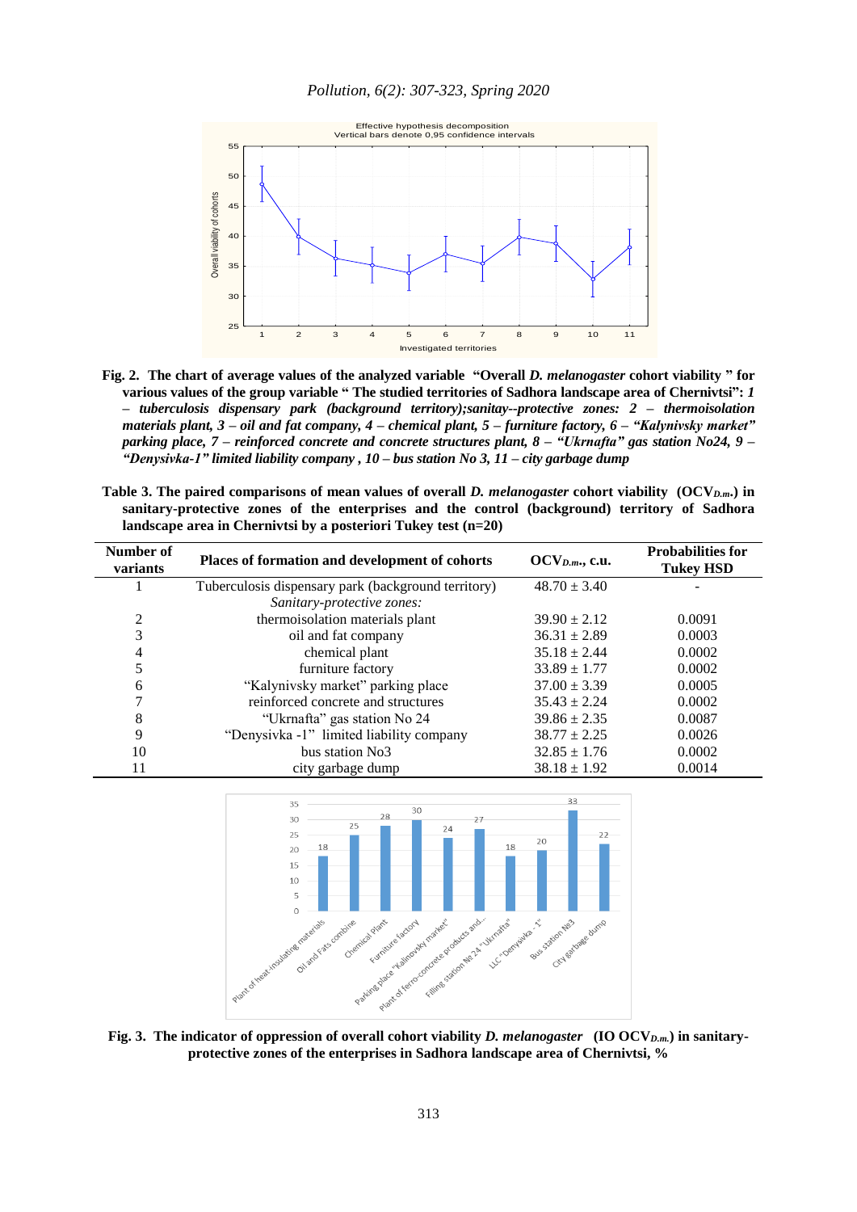**Fig. 2. The chart of average values of the analyzed variable "Overall *D. melanogaster* cohort viability " for various values of the group variable " The studied territories of Sadhora landscape area of Chernivtsi": *1 – tuberculosis dispensary park (background territory);sanitay--protective zones: 2 – thermoisolation materials plant, 3 – oil and fat company, 4 – chemical plant, 5 – furniture factory, 6 – "Kalynivsky market" parking place, 7 – reinforced concrete and concrete structures plant, 8 – "Ukrnafta" gas station No24, 9 – "Denysivka-1" limited liability company , 10 – bus station No 3, 11 – city garbage dump***

**Table 3. The paired comparisons of mean values of overall *D. melanogaster* cohort viability ($OCV_{D.m.}$) in sanitary-protective zones of the enterprises and the control (background) territory of Sadhora landscape area in Chernivtsi by a posteriori Tukey test (n=20)**

| Number of variants | Places of formation and development of cohorts | $OCV_{D.m.}$, c.u. | Probabilities for Tukey HSD |
|---|---|---|---|
| 1 | Tuberculosis dispensary park (background territory) | 48.70 ± 3.40 | - |
| | *Sanitary-protective zones:* | | |
| 2 | thermoisolation materials plant | 39.90 ± 2.12 | 0.0091 |
| 3 | oil and fat company | 36.31 ± 2.89 | 0.0003 |
| 4 | chemical plant | 35.18 ± 2.44 | 0.0002 |
| 5 | furniture factory | 33.89 ± 1.77 | 0.0002 |
| 6 | "Kalynivsky market" parking place | 37.00 ± 3.39 | 0.0005 |
| 7 | reinforced concrete and structures | 35.43 ± 2.24 | 0.0002 |
| 8 | "Ukrnafta" gas station No 24 | 39.86 ± 2.35 | 0.0087 |
| 9 | "Denysivka -1" limited liability company | 38.77 ± 2.25 | 0.0026 |
| 10 | bus station No3 | 32.85 ± 1.76 | 0.0002 |
| 11 | city garbage dump | 38.18 ± 1.92 | 0.0014 |

**Fig. 3. The indicator of oppression of overall cohort viability *D. melanogaster* (IO $OCV_{D.m.}$) in sanitary-protective zones of the enterprises in Sadhora landscape area of Chernivtsi, %**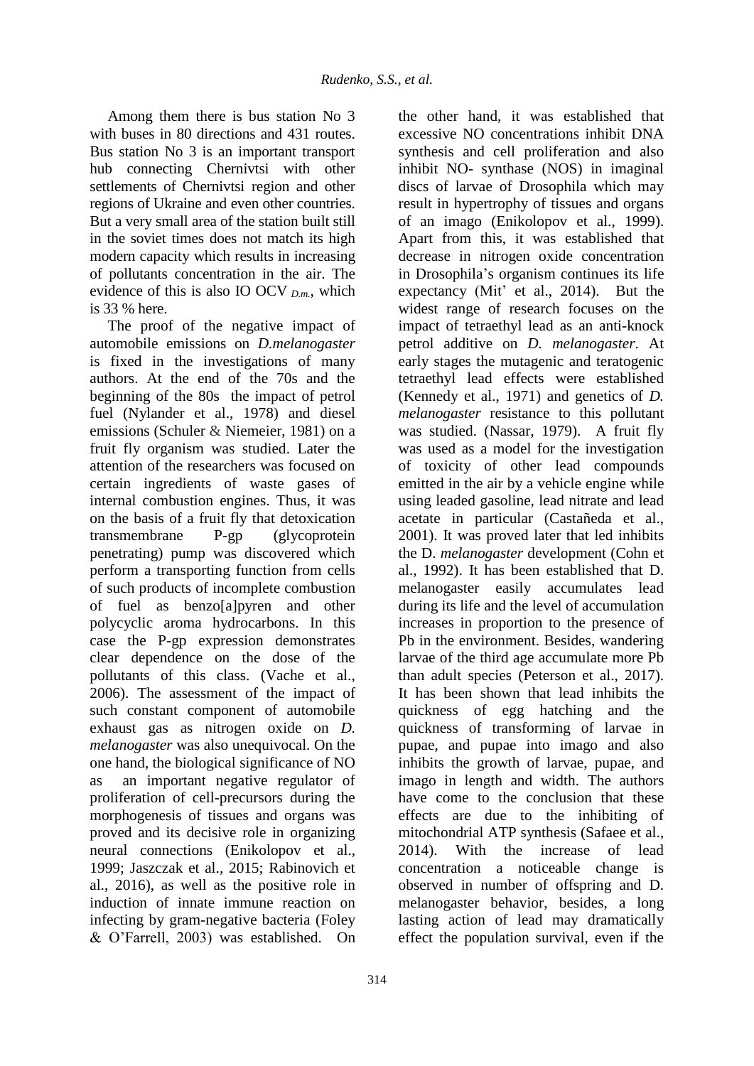Among them there is bus station No 3 with buses in 80 directions and 431 routes. Bus station No 3 is an important transport hub connecting Chernivtsi with other settlements of Chernivtsi region and other regions of Ukraine and even other countries. But a very small area of the station built still in the soviet times does not match its high modern capacity which results in increasing of pollutants concentration in the air. The evidence of this is also IO OCV $_{D.m.}$, which is 33 % here.

The proof of the negative impact of automobile emissions on *D.melanogaster* is fixed in the investigations of many authors. At the end of the 70s and the beginning of the 80s the impact of petrol fuel (Nylander et al., 1978) and diesel emissions (Schuler & Niemeier, 1981) on a fruit fly organism was studied. Later the attention of the researchers was focused on certain ingredients of waste gases of internal combustion engines. Thus, it was on the basis of a fruit fly that detoxication transmembrane P-gp (glycoprotein penetrating) pump was discovered which perform a transporting function from cells of such products of incomplete combustion of fuel as benzo[a]pyren and other polycyclic aroma hydrocarbons. In this case the P-gp expression demonstrates clear dependence on the dose of the pollutants of this class. (Vache et al., 2006). The assessment of the impact of such constant component of automobile exhaust gas as nitrogen oxide on *D. melanogaster* was also unequivocal. On the one hand, the biological significance of NO as an important negative regulator of proliferation of cell-precursors during the morphogenesis of tissues and organs was proved and its decisive role in organizing neural connections (Enikolopov et al., 1999; Jaszczak et al., 2015; Rabinovich et al., 2016), as well as the positive role in induction of innate immune reaction on infecting by gram-negative bacteria (Foley & O'Farrell, 2003) was established. On the other hand, it was established that excessive NO concentrations inhibit DNA synthesis and cell proliferation and also inhibit NO- synthase (NOS) in imaginal discs of larvae of Drosophila which may result in hypertrophy of tissues and organs of an imago (Enikolopov et al., 1999). Apart from this, it was established that decrease in nitrogen oxide concentration in Drosophila's organism continues its life expectancy (Mit' et al., 2014). But the widest range of research focuses on the impact of tetraethyl lead as an anti-knock petrol additive on *D. melanogaster*. At early stages the mutagenic and teratogenic tetraethyl lead effects were established (Kennedy et al., 1971) and genetics of *D. melanogaster* resistance to this pollutant was studied. (Nassar, 1979). A fruit fly was used as a model for the investigation of toxicity of other lead compounds emitted in the air by a vehicle engine while using leaded gasoline, lead nitrate and lead acetate in particular (Castañeda et al., 2001). It was proved later that led inhibits the D. *melanogaster* development (Cohn et al., 1992). It has been established that D. melanogaster easily accumulates lead during its life and the level of accumulation increases in proportion to the presence of Pb in the environment. Besides, wandering larvae of the third age accumulate more Pb than adult species (Peterson et al., 2017). It has been shown that lead inhibits the quickness of egg hatching and the quickness of transforming of larvae in pupae, and pupae into imago and also inhibits the growth of larvae, pupae, and imago in length and width. The authors have come to the conclusion that these effects are due to the inhibiting of mitochondrial ATP synthesis (Safaee et al., 2014). With the increase of lead concentration a noticeable change is observed in number of offspring and D. melanogaster behavior, besides, a long lasting action of lead may dramatically effect the population survival, even if the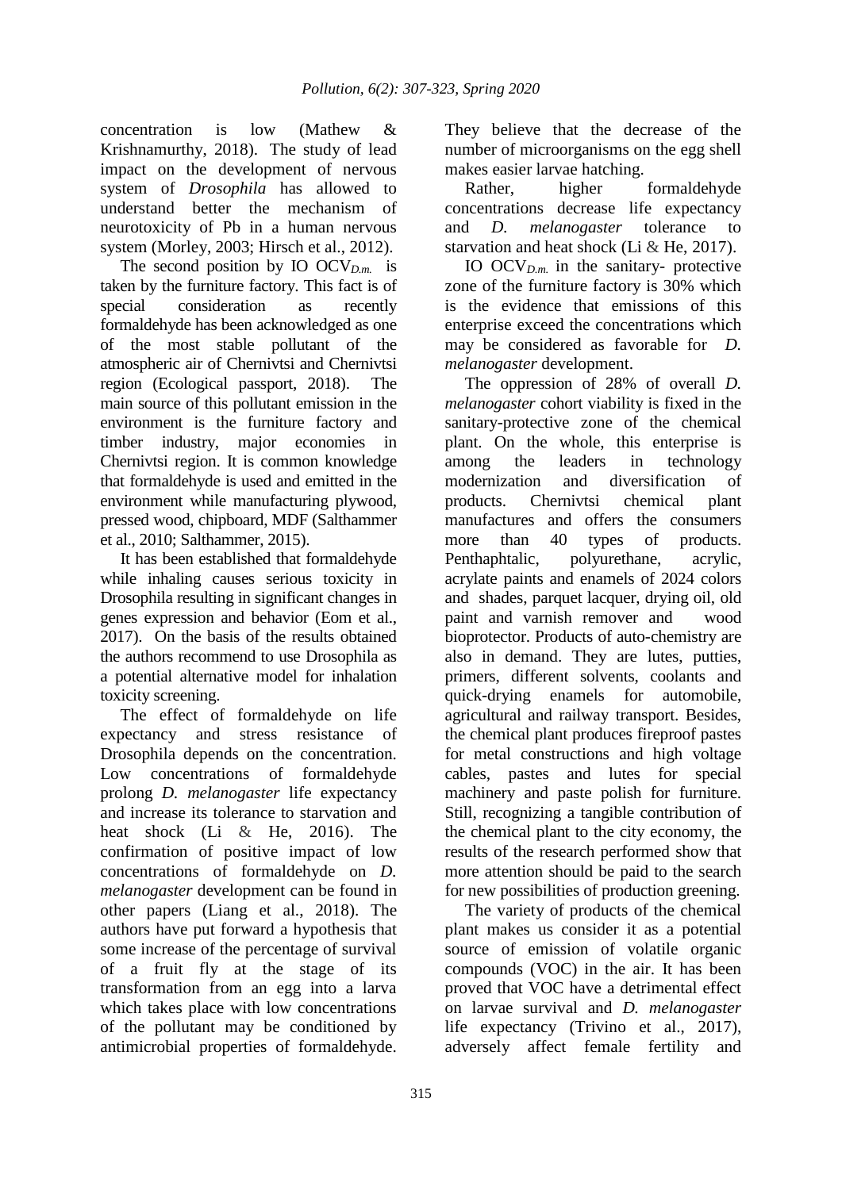concentration is low (Mathew & Krishnamurthy, 2018). The study of lead impact on the development of nervous system of *Drosophila* has allowed to understand better the mechanism of neurotoxicity of Pb in a human nervous system (Morley, 2003; Hirsch et al., 2012).

The second position by IO $OCV_{D.m.}$ is taken by the furniture factory. This fact is of special consideration as recently formaldehyde has been acknowledged as one of the most stable pollutant of the atmospheric air of Chernivtsi and Chernivtsi region (Ecological passport, 2018). The main source of this pollutant emission in the environment is the furniture factory and timber industry, major economies in Chernivtsi region. It is common knowledge that formaldehyde is used and emitted in the environment while manufacturing plywood, pressed wood, chipboard, MDF (Salthammer et al., 2010; Salthammer, 2015).

It has been established that formaldehyde while inhaling causes serious toxicity in Drosophila resulting in significant changes in genes expression and behavior (Eom et al., 2017). On the basis of the results obtained the authors recommend to use Drosophila as a potential alternative model for inhalation toxicity screening.

The effect of formaldehyde on life expectancy and stress resistance of Drosophila depends on the concentration. Low concentrations of formaldehyde prolong *D. melanogaster* life expectancy and increase its tolerance to starvation and heat shock (Li & He, 2016). The confirmation of positive impact of low concentrations of formaldehyde on *D. melanogaster* development can be found in other papers (Liang et al., 2018). The authors have put forward a hypothesis that some increase of the percentage of survival of a fruit fly at the stage of its transformation from an egg into a larva which takes place with low concentrations of the pollutant may be conditioned by antimicrobial properties of formaldehyde. They believe that the decrease of the number of microorganisms on the egg shell makes easier larvae hatching.

Rather, higher formaldehyde concentrations decrease life expectancy and *D. melanogaster* tolerance to starvation and heat shock (Li & He, 2017).

IO $OCV_{D.m.}$ in the sanitary- protective zone of the furniture factory is 30% which is the evidence that emissions of this enterprise exceed the concentrations which may be considered as favorable for *D. melanogaster* development.

The oppression of 28% of overall *D. melanogaster* cohort viability is fixed in the sanitary-protective zone of the chemical plant. On the whole, this enterprise is among the leaders in technology modernization and diversification of products. Chernivtsi chemical plant manufactures and offers the consumers more than 40 types of products. Penthaphtalic, polyurethane, acrylic, acrylate paints and enamels of 2024 colors and shades, parquet lacquer, drying oil, old paint and varnish remover and wood bioprotector. Products of auto-chemistry are also in demand. They are lutes, putties, primers, different solvents, coolants and quick-drying enamels for automobile, agricultural and railway transport. Besides, the chemical plant produces fireproof pastes for metal constructions and high voltage cables, pastes and lutes for special machinery and paste polish for furniture. Still, recognizing a tangible contribution of the chemical plant to the city economy, the results of the research performed show that more attention should be paid to the search for new possibilities of production greening.

The variety of products of the chemical plant makes us consider it as a potential source of emission of volatile organic compounds (VOC) in the air. It has been proved that VOC have a detrimental effect on larvae survival and *D. melanogaster* life expectancy (Trivino et al., 2017), adversely affect female fertility and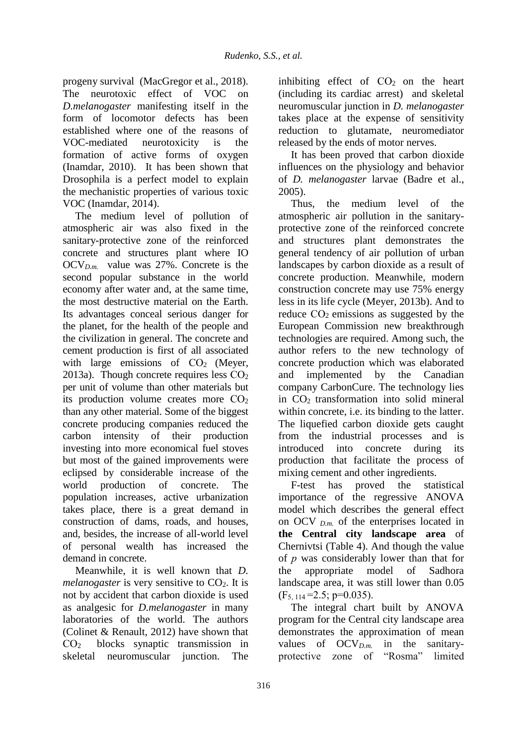progeny survival (MacGregor et al., 2018). The neurotoxic effect of VOC on *D.melanogaster* manifesting itself in the form of locomotor defects has been established where one of the reasons of VOC-mediated neurotoxicity is the formation of active forms of oxygen (Inamdar, 2010). It has been shown that Drosophila is a perfect model to explain the mechanistic properties of various toxic VOC (Inamdar, 2014).

The medium level of pollution of atmospheric air was also fixed in the sanitary-protective zone of the reinforced concrete and structures plant where IO $OCV_{D.m.}$ value was 27%. Concrete is the second popular substance in the world economy after water and, at the same time, the most destructive material on the Earth. Its advantages conceal serious danger for the planet, for the health of the people and the civilization in general. The concrete and cement production is first of all associated with large emissions of $CO_2$ (Meyer, 2013a). Though concrete requires less $CO_2$ per unit of volume than other materials but its production volume creates more $CO_2$ than any other material. Some of the biggest concrete producing companies reduced the carbon intensity of their production investing into more economical fuel stoves but most of the gained improvements were eclipsed by considerable increase of the world production of concrete. The population increases, active urbanization takes place, there is a great demand in construction of dams, roads, and houses, and, besides, the increase of all-world level of personal wealth has increased the demand in concrete.

Meanwhile, it is well known that *D. melanogaster* is very sensitive to $CO_2$. It is not by accident that carbon dioxide is used as analgesic for *D.melanogaster* in many laboratories of the world. The authors (Colinet & Renault, 2012) have shown that $CO_2$ blocks synaptic transmission in skeletal neuromuscular junction. The inhibiting effect of $CO_2$ on the heart (including its cardiac arrest) and skeletal neuromuscular junction in *D. melanogaster* takes place at the expense of sensitivity reduction to glutamate, neuromediator released by the ends of motor nerves.

It has been proved that carbon dioxide influences on the physiology and behavior of *D. melanogaster* larvae (Badre et al., 2005).

Thus, the medium level of the atmospheric air pollution in the sanitary-protective zone of the reinforced concrete and structures plant demonstrates the general tendency of air pollution of urban landscapes by carbon dioxide as a result of concrete production. Meanwhile, modern construction concrete may use 75% energy less in its life cycle (Meyer, 2013b). And to reduce $CO_2$ emissions as suggested by the European Commission new breakthrough technologies are required. Among such, the author refers to the new technology of concrete production which was elaborated and implemented by the Canadian company CarbonCure. The technology lies in $CO_2$ transformation into solid mineral within concrete, i.e. its binding to the latter. The liquefied carbon dioxide gets caught from the industrial processes and is introduced into concrete during its production that facilitate the process of mixing cement and other ingredients.

F-test has proved the statistical importance of the regressive ANOVA model which describes the general effect on $OCV_{D.m.}$ of the enterprises located in **the Central city landscape area** of Chernivtsi (Table 4). And though the value of *p* was considerably lower than that for the appropriate model of Sadhora landscape area, it was still lower than 0.05 ($F_{5, 114}=2.5$; $p=0.035$).

The integral chart built by ANOVA program for the Central city landscape area demonstrates the approximation of mean values of $OCV_{D.m.}$ in the sanitary-protective zone of "Rosma" limited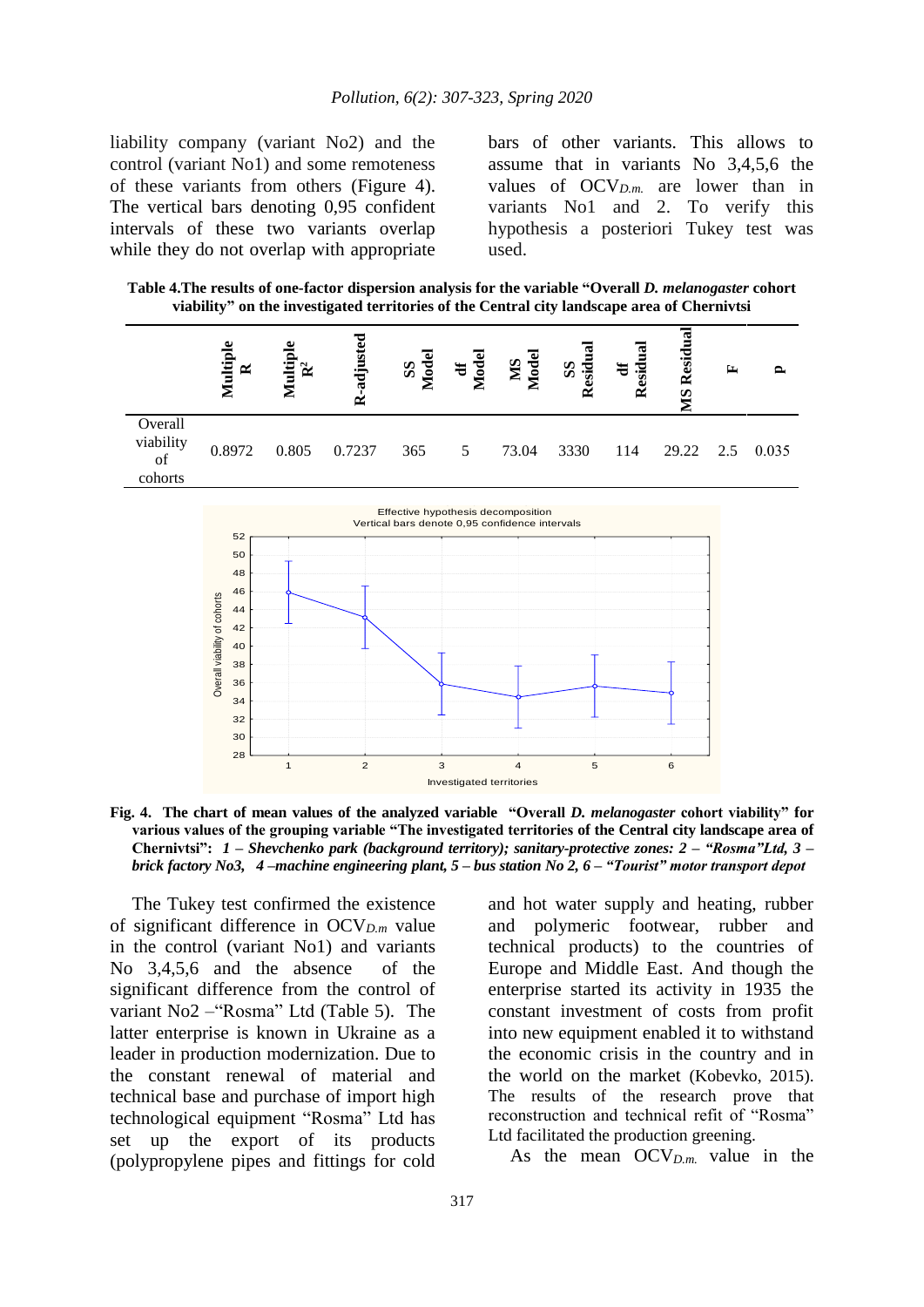liability company (variant No2) and the control (variant No1) and some remoteness of these variants from others (Figure 4). The vertical bars denoting 0,95 confident intervals of these two variants overlap while they do not overlap with appropriate bars of other variants. This allows to assume that in variants No 3,4,5,6 the values of $OCV_{D.m.}$ are lower than in variants No1 and 2. To verify this hypothesis a posteriori Tukey test was used.

**Table 4.The results of one-factor dispersion analysis for the variable "Overall *D. melanogaster* cohort viability" on the investigated territories of the Central city landscape area of Chernivtsi**

| | Multiple R | Multiple $R^2$ | R-adjusted | SS Model | df Model | MS Model | SS Residual | df Residual | MS Residual | F | p |
|---|---|---|---|---|---|---|---|---|---|---|---|
| Overall viability of cohorts | 0.8972 | 0.805 | 0.7237 | 365 | 5 | 73.04 | 3330 | 114 | 29.22 | 2.5 | 0.035 |

**Fig. 4. The chart of mean values of the analyzed variable "Overall *D. melanogaster* cohort viability" for various values of the grouping variable "The investigated territories of the Central city landscape area of Chernivtsi":** ***1 – Shevchenko park (background territory); sanitary-protective zones: 2 – "Rosma"Ltd, 3 – brick factory No3, 4 –machine engineering plant, 5 – bus station No 2, 6 – "Tourist" motor transport depot***

The Tukey test confirmed the existence of significant difference in $OCV_{D.m}$ value in the control (variant No1) and variants No 3,4,5,6 and the absence of the significant difference from the control of variant No2 –"Rosma" Ltd (Table 5). The latter enterprise is known in Ukraine as a leader in production modernization. Due to the constant renewal of material and technical base and purchase of import high technological equipment "Rosma" Ltd has set up the export of its products (polypropylene pipes and fittings for cold and hot water supply and heating, rubber and polymeric footwear, rubber and technical products) to the countries of Europe and Middle East. And though the enterprise started its activity in 1935 the constant investment of costs from profit into new equipment enabled it to withstand the economic crisis in the country and in the world on the market (Kobevko, 2015). The results of the research prove that reconstruction and technical refit of "Rosma" Ltd facilitated the production greening.

As the mean $OCV_{D.m.}$ value in the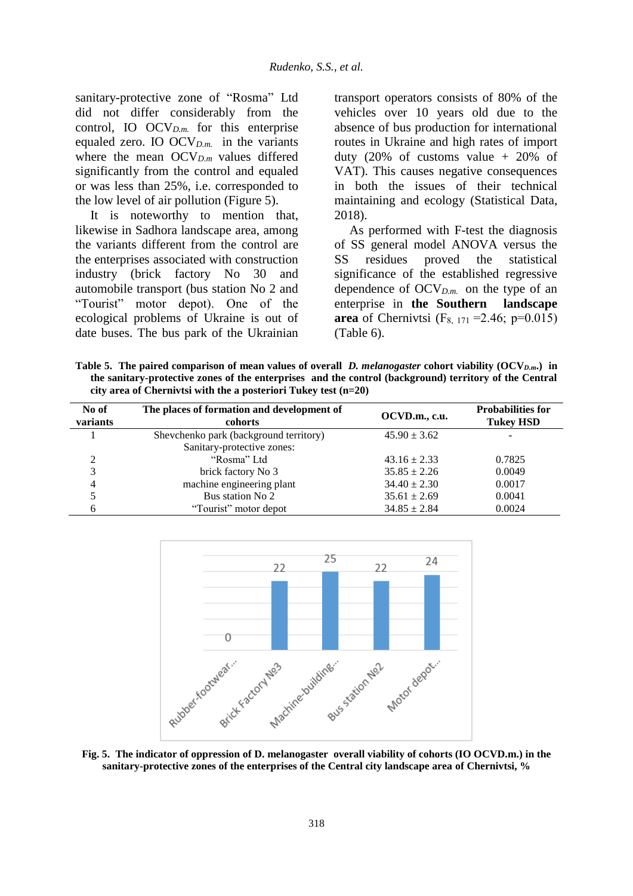sanitary-protective zone of "Rosma" Ltd did not differ considerably from the control, IO $OCV_{D.m.}$ for this enterprise equaled zero. IO $OCV_{D.m.}$ in the variants where the mean $OCV_{D.m}$ values differed significantly from the control and equaled or was less than 25%, i.e. corresponded to the low level of air pollution (Figure 5).

It is noteworthy to mention that, likewise in Sadhora landscape area, among the variants different from the control are the enterprises associated with construction industry (brick factory No 30 and automobile transport (bus station No 2 and "Tourist" motor depot). One of the ecological problems of Ukraine is out of date buses. The bus park of the Ukrainian transport operators consists of 80% of the vehicles over 10 years old due to the absence of bus production for international routes in Ukraine and high rates of import duty (20% of customs value + 20% of VAT). This causes negative consequences in both the issues of their technical maintaining and ecology (Statistical Data, 2018).

As performed with F-test the diagnosis of SS general model ANOVA versus the SS residues proved the statistical significance of the established regressive dependence of $OCV_{D.m.}$ on the type of an enterprise in **the Southern landscape area** of Chernivtsi ($F_{8,\ 171}$ =2.46; p=0.015) (Table 6).

**Table 5. The paired comparison of mean values of overall *D. melanogaster* cohort viability ($OCV_{D.m.}$) in the sanitary-protective zones of the enterprises and the control (background) territory of the Central city area of Chernivtsi with the a posteriori Tukey test (n=20)**

| No of variants | The places of formation and development of cohorts | OCVD.m., c.u. | Probabilities for Tukey HSD |
|---|---|---|---|
| 1 | Shevchenko park (background territory) | 45.90 ± 3.62 | - |
| | Sanitary-protective zones: | | |
| 2 | "Rosma" Ltd | 43.16 ± 2.33 | 0.7825 |
| 3 | brick factory No 3 | 35.85 ± 2.26 | 0.0049 |
| 4 | machine engineering plant | 34.40 ± 2.30 | 0.0017 |
| 5 | Bus station No 2 | 35.61 ± 2.69 | 0.0041 |
| 6 | "Tourist" motor depot | 34.85 ± 2.84 | 0.0024 |

**Fig. 5. The indicator of oppression of D. melanogaster overall viability of cohorts (IO OCVD.m.) in the sanitary-protective zones of the enterprises of the Central city landscape area of Chernivtsi, %**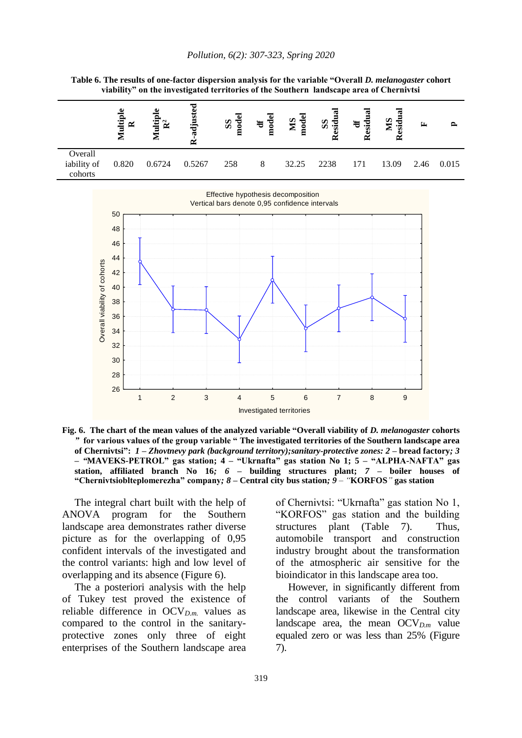**Table 6. The results of one-factor dispersion analysis for the variable "Overall *D. melanogaster* cohort viability" on the investigated territories of the Southern landscape area of Chernivtsi**

| | Multiple R | Multiple $R^2$ | R-adjusted | SS model | df model | MS model | SS Residual | df Residual | MS Residual | F | p |
|---|---|---|---|---|---|---|---|---|---|---|---|
| Overall iability of cohorts | 0.820 | 0.6724 | 0.5267 | 258 | 8 | 32.25 | 2238 | 171 | 13.09 | 2.46 | 0.015 |

**Fig. 6. The chart of the mean values of the analyzed variable "Overall viability of *D. melanogaster* cohorts " for various values of the group variable " The investigated territories of the Southern landscape area of Chernivtsi":** ***1 – Zhovtnevy park (background territory);sanitary-protective zones: 2*** **– bread factory*; 3* – "MAVEKS-PETROL" gas station; 4 – "Ukrnafta" gas station No 1; 5 – "ALPHA-NAFTA" gas station, affiliated branch No 16*; 6* – building structures plant; *7* – boiler houses of "Chernivtsioblteplomerezha" company*; 8* – Central city bus station*; 9* – "KORFOS" gas station**

The integral chart built with the help of ANOVA program for the Southern landscape area demonstrates rather diverse picture as for the overlapping of 0,95 confident intervals of the investigated and the control variants: high and low level of overlapping and its absence (Figure 6).

The a posteriori analysis with the help of Tukey test proved the existence of reliable difference in $OCV_{D.m.}$ values as compared to the control in the sanitary-protective zones only three of eight enterprises of the Southern landscape area of Chernivtsi: "Ukrnafta" gas station No 1, "KORFOS" gas station and the building structures plant (Table 7). Thus, automobile transport and construction industry brought about the transformation of the atmospheric air sensitive for the bioindicator in this landscape area too.

However, in significantly different from the control variants of the Southern landscape area, likewise in the Central city landscape area, the mean $OCV_{D.m}$ value equaled zero or was less than 25% (Figure 7).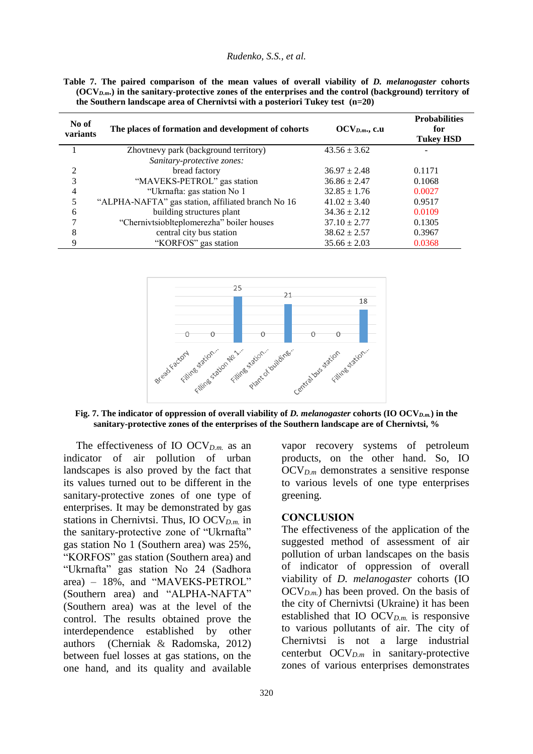**Table 7. The paired comparison of the mean values of overall viability of *D. melanogaster* cohorts ($OCV_{D.m.}$) in the sanitary-protective zones of the enterprises and the control (background) territory of the Southern landscape area of Chernivtsi with a posteriori Tukey test (n=20)**

| No of variants | The places of formation and development of cohorts | $OCV_{D.m.}$, c.u | Probabilities for Tukey HSD |
|---|---|---|---|
| 1 | Zhovtnevy park (background territory) | 43.56 ± 3.62 | - |
| | *Sanitary-protective zones:* | | |
| 2 | bread factory | 36.97 ± 2.48 | 0.1171 |
| 3 | "MAVEKS-PETROL" gas station | 36.86 ± 2.47 | 0.1068 |
| 4 | "Ukrnafta: gas station No 1 | 32.85 ± 1.76 | 0.0027 |
| 5 | "ALPHA-NAFTA" gas station, affiliated branch No 16 | 41.02 ± 3.40 | 0.9517 |
| 6 | building structures plant | 34.36 ± 2.12 | 0.0109 |
| 7 | "Chernivtsioblteplomerezha" boiler houses | 37.10 ± 2.77 | 0.1305 |
| 8 | central city bus station | 38.62 ± 2.57 | 0.3967 |
| 9 | "KORFOS" gas station | 35.66 ± 2.03 | 0.0368 |

**Fig. 7. The indicator of oppression of overall viability of *D. melanogaster* cohorts (IO $OCV_{D.m.}$) in the sanitary-protective zones of the enterprises of the Southern landscape are of Chernivtsi, %**

The effectiveness of IO $OCV_{D.m.}$ as an indicator of air pollution of urban landscapes is also proved by the fact that its values turned out to be different in the sanitary-protective zones of one type of enterprises. It may be demonstrated by gas stations in Chernivtsi. Thus, IO $OCV_{D.m.}$ in the sanitary-protective zone of "Ukrnafta" gas station No 1 (Southern area) was 25%, "KORFOS" gas station (Southern area) and "Ukrnafta" gas station No 24 (Sadhora area) – 18%, and "MAVEKS-PETROL" (Southern area) and "ALPHA-NAFTA" (Southern area) was at the level of the control. The results obtained prove the interdependence established by other authors (Cherniak & Radomska, 2012) between fuel losses at gas stations, on the one hand, and its quality and available vapor recovery systems of petroleum products, on the other hand. So, IO $OCV_{D.m}$ demonstrates a sensitive response to various levels of one type enterprises greening.

## CONCLUSION

The effectiveness of the application of the suggested method of assessment of air pollution of urban landscapes on the basis of indicator of oppression of overall viability of *D. melanogaster* cohorts (IO $OCV_{D.m.}$) has been proved. On the basis of the city of Chernivtsi (Ukraine) it has been established that IO $OCV_{D.m.}$ is responsive to various pollutants of air. The city of Chernivtsi is not a large industrial centerbut $OCV_{D.m}$ in sanitary-protective zones of various enterprises demonstrates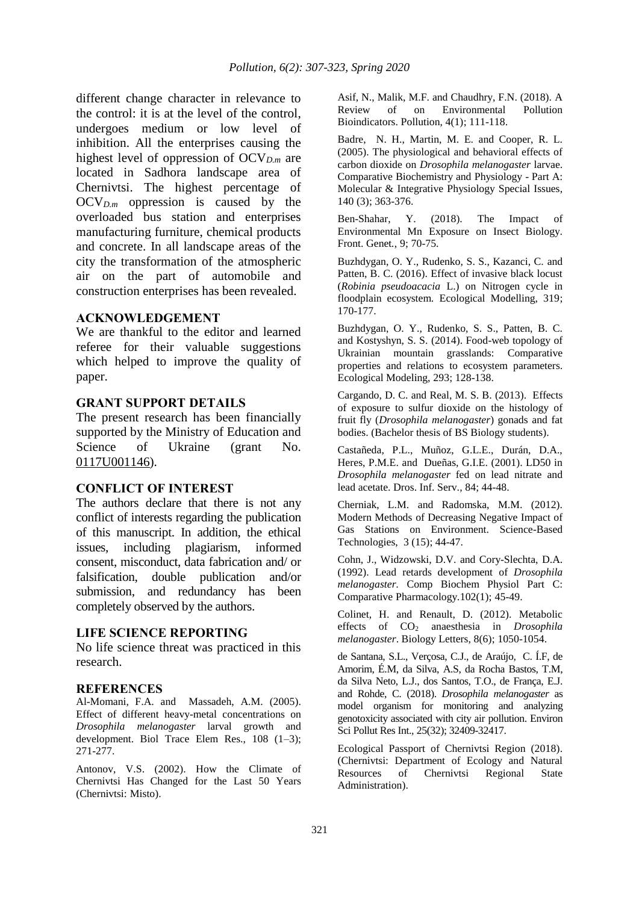different change character in relevance to the control: it is at the level of the control, undergoes medium or low level of inhibition. All the enterprises causing the highest level of oppression of $OCV_{D.m}$ are located in Sadhora landscape area of Chernivtsi. The highest percentage of $OCV_{D.m}$ oppression is caused by the overloaded bus station and enterprises manufacturing furniture, chemical products and concrete. In all landscape areas of the city the transformation of the atmospheric air on the part of automobile and construction enterprises has been revealed.

## ACKNOWLEDGEMENT

We are thankful to the editor and learned referee for their valuable suggestions which helped to improve the quality of paper.

## GRANT SUPPORT DETAILS

The present research has been financially supported by the Ministry of Education and Science of Ukraine (grant No. 0117U001146).

## CONFLICT OF INTEREST

The authors declare that there is not any conflict of interests regarding the publication of this manuscript. In addition, the ethical issues, including plagiarism, informed consent, misconduct, data fabrication and/ or falsification, double publication and/or submission, and redundancy has been completely observed by the authors.

## LIFE SCIENCE REPORTING

No life science threat was practiced in this research.

## REFERENCES

Al-Momani, F.A. and Massadeh, A.M. (2005). Effect of different heavy-metal concentrations on *Drosophila melanogaster* larval growth and development. Biol Trace Elem Res., 108 (1–3); 271-277.

Antonov, V.S. (2002). How the Climate of Chernivtsi Has Changed for the Last 50 Years (Chernivtsi: Misto).

Asif, N., Malik, M.F. and Chaudhry, F.N. (2018). A Review of on Environmental Pollution Bioindicators. Pollution, 4(1); 111-118.

Badre, N. H., Martin, M. E. and Cooper, R. L. (2005). The physiological and behavioral effects of carbon dioxide on *Drosophila melanogaster* larvae. Comparative Biochemistry and Physiology - Part A: Molecular & Integrative Physiology Special Issues, 140 (3); 363-376.

Ben-Shahar, Y. (2018). The Impact of Environmental Mn Exposure on Insect Biology. Front. Genet., 9; 70-75.

Buzhdygan, O. Y., Rudenko, S. S., Kazanci, C. and Patten, B. C. (2016). Effect of invasive black locust (*Robinia pseudoacacia* L.) on Nitrogen cycle in floodplain ecosystem. Ecological Modelling, 319; 170-177.

Buzhdygan, O. Y., Rudenko, S. S., Patten, B. C. and Kostyshyn, S. S. (2014). Food-web topology of Ukrainian mountain grasslands: Comparative properties and relations to ecosystem parameters. Ecological Modeling, 293; 128-138.

Cargando, D. C. and Real, M. S. B. (2013). Effects of exposure to sulfur dioxide on the histology of fruit fly (*Drosophila melanogaster*) gonads and fat bodies. (Bachelor thesis of BS Biology students).

Castañeda, P.L., Muñoz, G.L.E., Durán, D.A., Heres, P.M.E. and Dueñas, G.I.E. (2001). LD50 in *Drosophila melanogaster* fed on lead nitrate and lead acetate. Dros. Inf. Serv., 84; 44-48.

Cherniak, L.M. and Radomska, M.M. (2012). Modern Methods of Decreasing Negative Impact of Gas Stations on Environment. Science-Based Technologies, 3 (15); 44-47.

Cohn, J., Widzowski, D.V. and Cory-Slechta, D.A. (1992). Lead retards development of *Drosophila melanogaster*. Comp Biochem Physiol Part C: Comparative Pharmacology.102(1); 45-49.

Colinet, H. and Renault, D. (2012). Metabolic effects of $CO_2$ anaesthesia in *Drosophila melanogaster*. Biology Letters, 8(6); 1050-1054.

de Santana, S.L., Verçosa, C.J., de Araújo, C. Í.F, de Amorim, É.M, da Silva, A.S, da Rocha Bastos, T.M, da Silva Neto, L.J., dos Santos, T.O., de França, E.J. and Rohde, C. (2018). *Drosophila melanogaster* as model organism for monitoring and analyzing genotoxicity associated with city air pollution. Environ Sci Pollut Res Int., 25(32); 32409-32417.

Ecological Passport of Chernivtsi Region (2018). (Chernivtsi: Department of Ecology and Natural Resources of Chernivtsi Regional State Administration).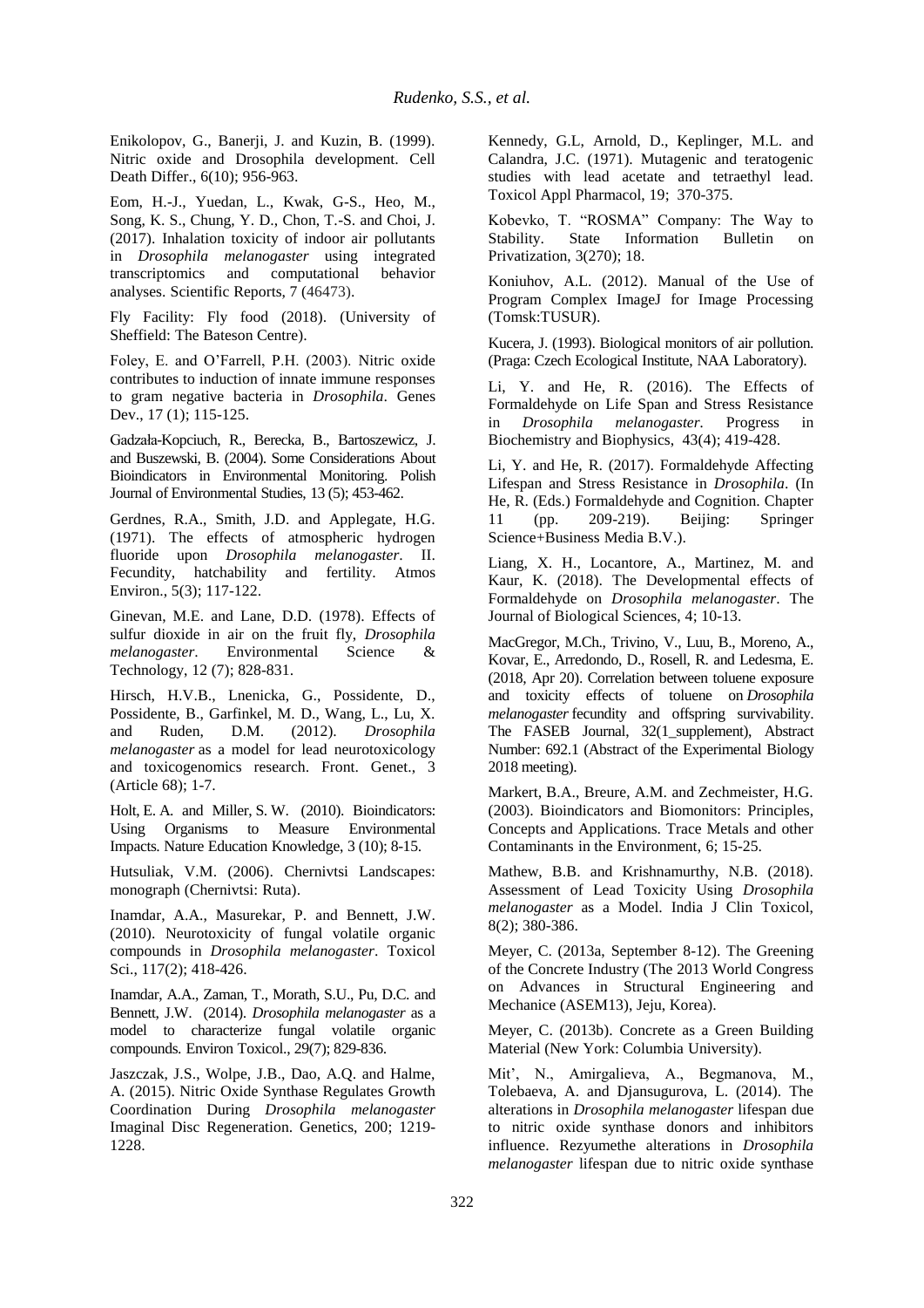Enikolopov, G., Banerji, J. and Kuzin, B. (1999). Nitric oxide and Drosophila development. Cell Death Differ., 6(10); 956-963.

Eom, H.-J., Yuedan, L., Kwak, G-S., Heo, M., Song, K. S., Chung, Y. D., Chon, T.-S. and Choi, J. (2017). Inhalation toxicity of indoor air pollutants in *Drosophila melanogaster* using integrated transcriptomics and computational behavior analyses. Scientific Reports, 7 (46473).

Fly Facility: Fly food (2018). (University of Sheffield: The Bateson Centre).

Foley, E. and O'Farrell, P.H. (2003). Nitric oxide contributes to induction of innate immune responses to gram negative bacteria in *Drosophila*. Genes Dev., 17 (1); 115-125.

Gadzała-Kopciuch, R., Berecka, B., Bartoszewicz, J. and Buszewski, B. (2004). Some Considerations About Bioindicators in Environmental Monitoring. Polish Journal of Environmental Studies, 13 (5); 453-462.

Gerdnes, R.A., Smith, J.D. and Applegate, H.G. (1971). The effects of atmospheric hydrogen fluoride upon *Drosophila melanogaster*. II. Fecundity, hatchability and fertility. Atmos Environ., 5(3); 117-122.

Ginevan, M.E. and Lane, D.D. (1978). Effects of sulfur dioxide in air on the fruit fly, *Drosophila melanogaster*. Environmental Science & Technology, 12 (7); 828-831.

Hirsch, H.V.B., Lnenicka, G., Possidente, D., Possidente, B., Garfinkel, M. D., Wang, L., Lu, X. and Ruden, D.M. (2012). *Drosophila melanogaster* as a model for lead neurotoxicology and toxicogenomics research. Front. Genet., 3 (Article 68); 1-7.

Holt, E. A. and Miller, S. W. (2010). Bioindicators: Using Organisms to Measure Environmental Impacts. Nature Education Knowledge, 3 (10); 8-15.

Hutsuliak, V.M. (2006). Chernivtsi Landscapes: monograph (Chernivtsi: Ruta).

Inamdar, A.A., Masurekar, P. and Bennett, J.W. (2010). Neurotoxicity of fungal volatile organic compounds in *Drosophila melanogaster*. Toxicol Sci., 117(2); 418-426.

Inamdar, A.A., Zaman, T., Morath, S.U., Pu, D.C. and Bennett, J.W. (2014). *Drosophila melanogaster* as a model to characterize fungal volatile organic compounds. Environ Toxicol., 29(7); 829-836.

Jaszczak, J.S., Wolpe, J.B., Dao, A.Q. and Halme, A. (2015). Nitric Oxide Synthase Regulates Growth Coordination During *Drosophila melanogaster* Imaginal Disc Regeneration. Genetics, 200; 1219-1228.

Kennedy, G.L, Arnold, D., Keplinger, M.L. and Calandra, J.C. (1971). Mutagenic and teratogenic studies with lead acetate and tetraethyl lead. Toxicol Appl Pharmacol, 19; 370-375.

Kobevko, T. "ROSMA" Company: The Way to Stability. State Information Bulletin on Privatization, 3(270); 18.

Koniuhov, A.L. (2012). Manual of the Use of Program Complex ImageJ for Image Processing (Tomsk:TUSUR).

Kucera, J. (1993). Biological monitors of air pollution. (Praga: Czech Ecological Institute, NAA Laboratory).

Li, Y. and He, R. (2016). The Effects of Formaldehyde on Life Span and Stress Resistance in *Drosophila melanogaster*. Progress in Biochemistry and Biophysics, 43(4); 419-428.

Li, Y. and He, R. (2017). Formaldehyde Affecting Lifespan and Stress Resistance in *Drosophila*. (In He, R. (Eds.) Formaldehyde and Cognition. Chapter 11 (pp. 209-219). Beijing: Springer Science+Business Media B.V.).

Liang, X. H., Locantore, A., Martinez, M. and Kaur, K. (2018). The Developmental effects of Formaldehyde on *Drosophila melanogaster*. The Journal of Biological Sciences, 4; 10-13.

MacGregor, M.Ch., Trivino, V., Luu, B., Moreno, A., Kovar, E., Arredondo, D., Rosell, R. and Ledesma, E. (2018, Apr 20). Correlation between toluene exposure and toxicity effects of toluene on *Drosophila melanogaster* fecundity and offspring survivability. The FASEB Journal, 32(1_supplement), Abstract Number: 692.1 (Abstract of the Experimental Biology 2018 meeting).

Markert, B.A., Breure, A.M. and Zechmeister, H.G. (2003). Bioindicators and Biomonitors: Principles, Concepts and Applications. Trace Metals and other Contaminants in the Environment, 6; 15-25.

Mathew, B.B. and Krishnamurthy, N.B. (2018). Assessment of Lead Toxicity Using *Drosophila melanogaster* as a Model. India J Clin Toxicol, 8(2); 380-386.

Meyer, C. (2013a, September 8-12). The Greening of the Concrete Industry (The 2013 World Congress on Advances in Structural Engineering and Mechanice (ASEM13), Jeju, Korea).

Meyer, C. (2013b). Concrete as a Green Building Material (New York: Columbia University).

Mit', N., Amirgalieva, A., Begmanova, M., Tolebaeva, A. and Djansugurova, L. (2014). The alterations in *Drosophila melanogaster* lifespan due to nitric oxide synthase donors and inhibitors influence. Rezyumethe alterations in *Drosophila melanogaster* lifespan due to nitric oxide synthase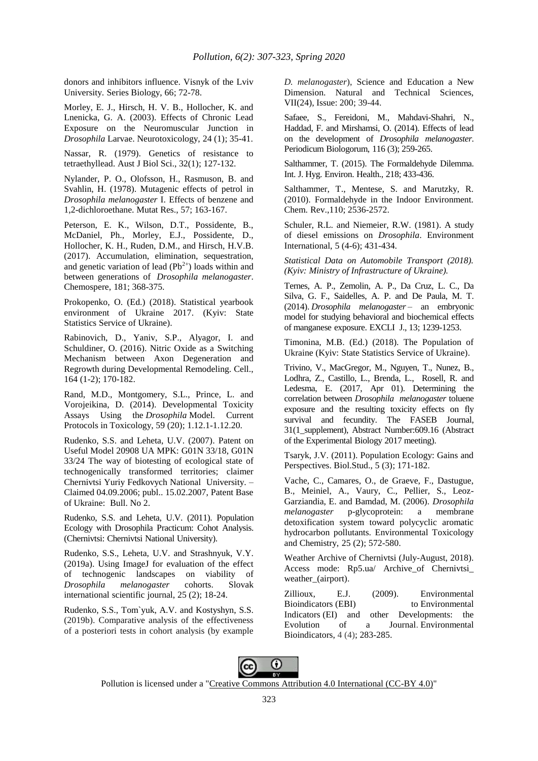donors and inhibitors influence. Visnyk of the Lviv University. Series Biology, 66; 72-78.

Morley, E. J., Hirsch, H. V. B., Hollocher, K. and Lnenicka, G. A. (2003). Effects of Chronic Lead Exposure on the Neuromuscular Junction in *Drosophila* Larvae. Neurotoxicology, 24 (1); 35-41.

Nassar, R. (1979). Genetics of resistance to tetraethyllead. Aust J Biol Sci., 32(1); 127-132.

Nylander, P. O., Olofsson, H., Rasmuson, B. and Svahlin, H. (1978). Mutagenic effects of petrol in *Drosophila melanogaster* I. Effects of benzene and 1,2-dichloroethane. Mutat Res., 57; 163-167.

Peterson, E. K., Wilson, D.T., Possidente, B., McDaniel, Ph., Morley, E.J., Possidente, D., Hollocher, K. H., Ruden, D.M., and Hirsch, H.V.B. (2017). Accumulation, elimination, sequestration, and genetic variation of lead ($Pb^{2+}$) loads within and between generations of *Drosophila melanogaster*. Chemospere, 181; 368-375.

Prokopenko, O. (Ed.) (2018). Statistical yearbook environment of Ukraine 2017. (Kyiv: State Statistics Service of Ukraine).

Rabinovich, D., Yaniv, S.P., Alyagor, I. and Schuldiner, O. (2016). Nitric Oxide as a Switching Mechanism between Axon Degeneration and Regrowth during Developmental Remodeling. Cell., 164 (1-2); 170-182.

Rand, M.D., Montgomery, S.L., Prince, L. and Vorojeikina, D. (2014). Developmental Toxicity Assays Using the *Drosophila* Model. Current Protocols in Toxicology, 59 (20); 1.12.1-1.12.20.

Rudenko, S.S. and Leheta, U.V. (2007). Patent on Useful Model 20908 UA MPK: G01N 33/18, G01N 33/24 The way of biotesting of ecological state of technogenically transformed territories; claimer Chernivtsi Yuriy Fedkovych National University. – Claimed 04.09.2006; publ.. 15.02.2007, Patent Base of Ukraine: Bull. No 2.

Rudenko, S.S. and Leheta, U.V. (2011). Population Ecology with Drosophila Practicum: Cohot Analysis. (Chernivtsi: Chernivtsi National University).

Rudenko, S.S., Leheta, U.V. and Strashnyuk, V.Y. (2019a). Using ImageJ for evaluation of the effect of technogenic landscapes on viability of *Drosophila melanogaster* cohorts. Slovak international scientific journal, 25 (2); 18-24.

Rudenko, S.S., Tom`yuk, A.V. and Kostyshyn, S.S. (2019b). Comparative analysis of the effectiveness of a posteriori tests in cohort analysis (by example *D. melanogaster*), Science and Education a New Dimension. Natural and Technical Sciences, VII(24), Issue: 200; 39-44.

Safaee, S., Fereidoni, M., Mahdavi-Shahri, N., Haddad, F. and Mirshamsi, O. (2014). Effects of lead on the development of *Drosophila melanogaster*. Periodicum Biologorum, 116 (3); 259-265.

Salthammer, T. (2015). The Formaldehyde Dilemma. Int. J. Hyg. Environ. Health., 218; 433-436.

Salthammer, T., Mentese, S. and Marutzky, R. (2010). Formaldehyde in the Indoor Environment. Chem. Rev.,110; 2536-2572.

Schuler, R.L. and Niemeier, R.W. (1981). A study of diesel emissions on *Drosophila*. Environment International, 5 (4-6); 431-434.

*Statistical Data on Automobile Transport (2018). (Kyiv: Ministry of Infrastructure of Ukraine).*

Ternes, A. P., Zemolin, A. P., Da Cruz, L. C., Da Silva, G. F., Saidelles, A. P. and De Paula, M. T. (2014). *Drosophila melanogaster* – an embryonic model for studying behavioral and biochemical effects of manganese exposure. EXCLI J., 13; 1239-1253.

Timonina, M.B. (Ed.) (2018). The Population of Ukraine (Kyiv: State Statistics Service of Ukraine).

Trivino, V., MacGregor, M., Nguyen, T., Nunez, B., Lodhra, Z., Castillo, L., Brenda, L., Rosell, R. and Ledesma, E. (2017, Apr 01). Determining the correlation between *Drosophila melanogaster* toluene exposure and the resulting toxicity effects on fly survival and fecundity. The FASEB Journal, 31(1_supplement), Abstract Number:609.16 (Abstract of the Experimental Biology 2017 meeting).

Tsaryk, J.V. (2011). Population Ecology: Gains and Perspectives. Biol.Stud., 5 (3); 171-182.

Vache, C., Camares, O., de Graeve, F., Dastugue, B., Meiniel, A., Vaury, C., Pellier, S., Leoz-Garziandia, E. and Bamdad, M. (2006). *Drosophila melanogaster* p-glycoprotein: a membrane detoxification system toward polycyclic aromatic hydrocarbon pollutants. Environmental Toxicology and Chemistry, 25 (2); 572-580.

Weather Archive of Chernivtsi (July-August, 2018). Access mode: Rp5.ua/ Archive_of Chernivtsi_ weather_(airport).

Zillioux, E.J. (2009). Environmental Bioindicators (EBI) to Environmental Indicators (EI) and other Developments: the Evolution of a Journal. Environmental Bioindicators, 4 (4); 283-285.

Pollution is licensed under a "Creative Commons Attribution 4.0 International (CC-BY 4.0)"